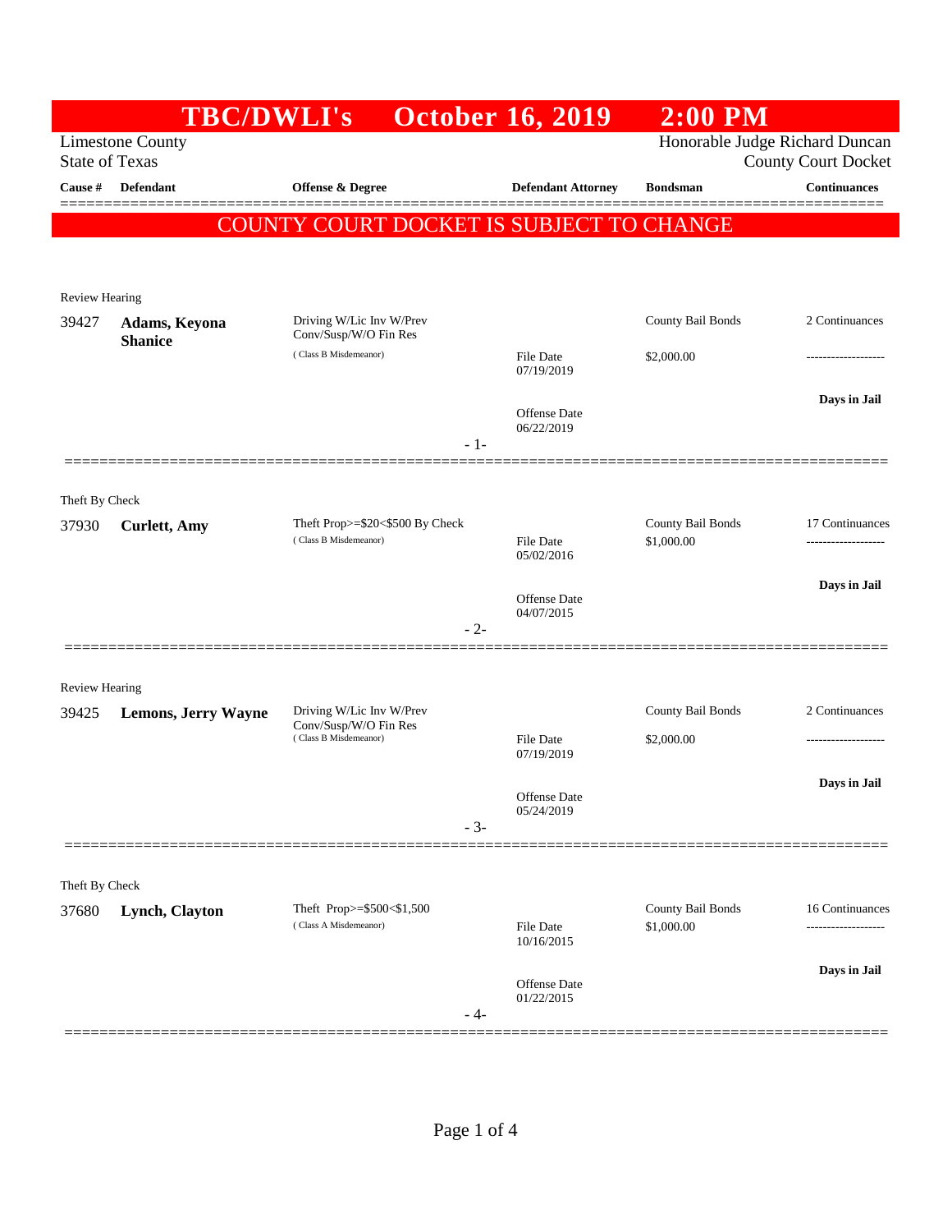# TBC/DWLI's October 16, 2019 2:00 PM

Limestone County
State of Texas

Honorable Judge Richard Duncan
County Court Docket

**COUNTY COURT DOCKET IS SUBJECT TO CHANGE**

| Cause # | Defendant | Offense & Degree | Defendant Attorney | Bondsman | Continuances |
|---|---|---|---|---|---|
| Review Hearing | | | | | |
| 39427 | **Adams, Keyona Shanice** | Driving W/Lic Inv W/Prev Conv/Susp/W/O Fin Res (Class B Misdemeanor) | File Date 07/19/2019<br>Offense Date 06/22/2019 | County Bail Bonds<br>$2,000.00 | 2 Continuances<br>-------------------<br>**Days in Jail** |
| - 1- | | | | | |
| Theft By Check | | | | | |
| 37930 | **Curlett, Amy** | Theft Prop>=$20<$500 By Check (Class B Misdemeanor) | File Date 05/02/2016<br>Offense Date 04/07/2015 | County Bail Bonds<br>$1,000.00 | 17 Continuances<br>-------------------<br>**Days in Jail** |
| - 2- | | | | | |
| Review Hearing | | | | | |
| 39425 | **Lemons, Jerry Wayne** | Driving W/Lic Inv W/Prev Conv/Susp/W/O Fin Res (Class B Misdemeanor) | File Date 07/19/2019<br>Offense Date 05/24/2019 | County Bail Bonds<br>$2,000.00 | 2 Continuances<br>-------------------<br>**Days in Jail** |
| - 3- | | | | | |
| Theft By Check | | | | | |
| 37680 | **Lynch, Clayton** | Theft Prop>=$500<$1,500 (Class A Misdemeanor) | File Date 10/16/2015<br>Offense Date 01/22/2015 | County Bail Bonds<br>$1,000.00 | 16 Continuances<br>-------------------<br>**Days in Jail** |
| - 4- | | | | | |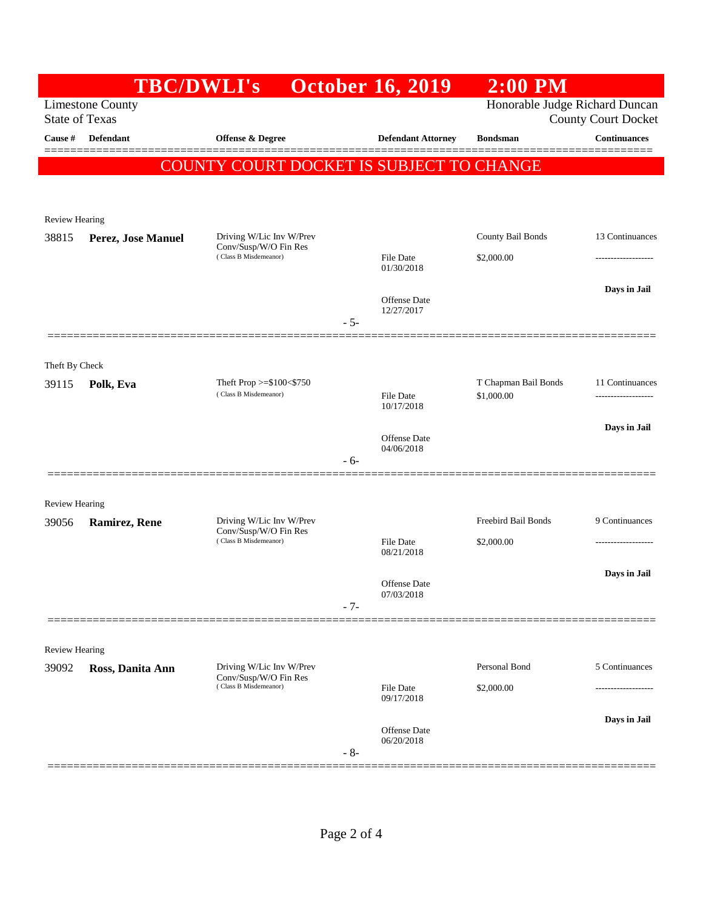# TBC/DWLI's October 16, 2019 2:00 PM

Limestone County
State of Texas

Honorable Judge Richard Duncan
County Court Docket

| Cause # | Defendant | Offense & Degree | Defendant Attorney | Bondsman | Continuances |
|---|---|---|---|---|---|

**COUNTY COURT DOCKET IS SUBJECT TO CHANGE**

---

Review Hearing

| Cause # | Defendant | Offense & Degree | Defendant Attorney | Bondsman | Continuances |
|---|---|---|---|---|---|
| 38815 | **Perez, Jose Manuel** | Driving W/Lic Inv W/Prev Conv/Susp/W/O Fin Res (Class B Misdemeanor) | File Date 01/30/2018 | County Bail Bonds $2,000.00 | 13 Continuances |
| | | | Offense Date 12/27/2017 | | Days in Jail |

- 5-

---

Theft By Check

| Cause # | Defendant | Offense & Degree | Defendant Attorney | Bondsman | Continuances |
|---|---|---|---|---|---|
| 39115 | **Polk, Eva** | Theft Prop >=$100<$750 (Class B Misdemeanor) | File Date 10/17/2018 | T Chapman Bail Bonds $1,000.00 | 11 Continuances |
| | | | Offense Date 04/06/2018 | | Days in Jail |

- 6-

---

Review Hearing

| Cause # | Defendant | Offense & Degree | Defendant Attorney | Bondsman | Continuances |
|---|---|---|---|---|---|
| 39056 | **Ramirez, Rene** | Driving W/Lic Inv W/Prev Conv/Susp/W/O Fin Res (Class B Misdemeanor) | File Date 08/21/2018 | Freebird Bail Bonds $2,000.00 | 9 Continuances |
| | | | Offense Date 07/03/2018 | | Days in Jail |

- 7-

---

Review Hearing

| Cause # | Defendant | Offense & Degree | Defendant Attorney | Bondsman | Continuances |
|---|---|---|---|---|---|
| 39092 | **Ross, Danita Ann** | Driving W/Lic Inv W/Prev Conv/Susp/W/O Fin Res (Class B Misdemeanor) | File Date 09/17/2018 | Personal Bond $2,000.00 | 5 Continuances |
| | | | Offense Date 06/20/2018 | | Days in Jail |

- 8-

---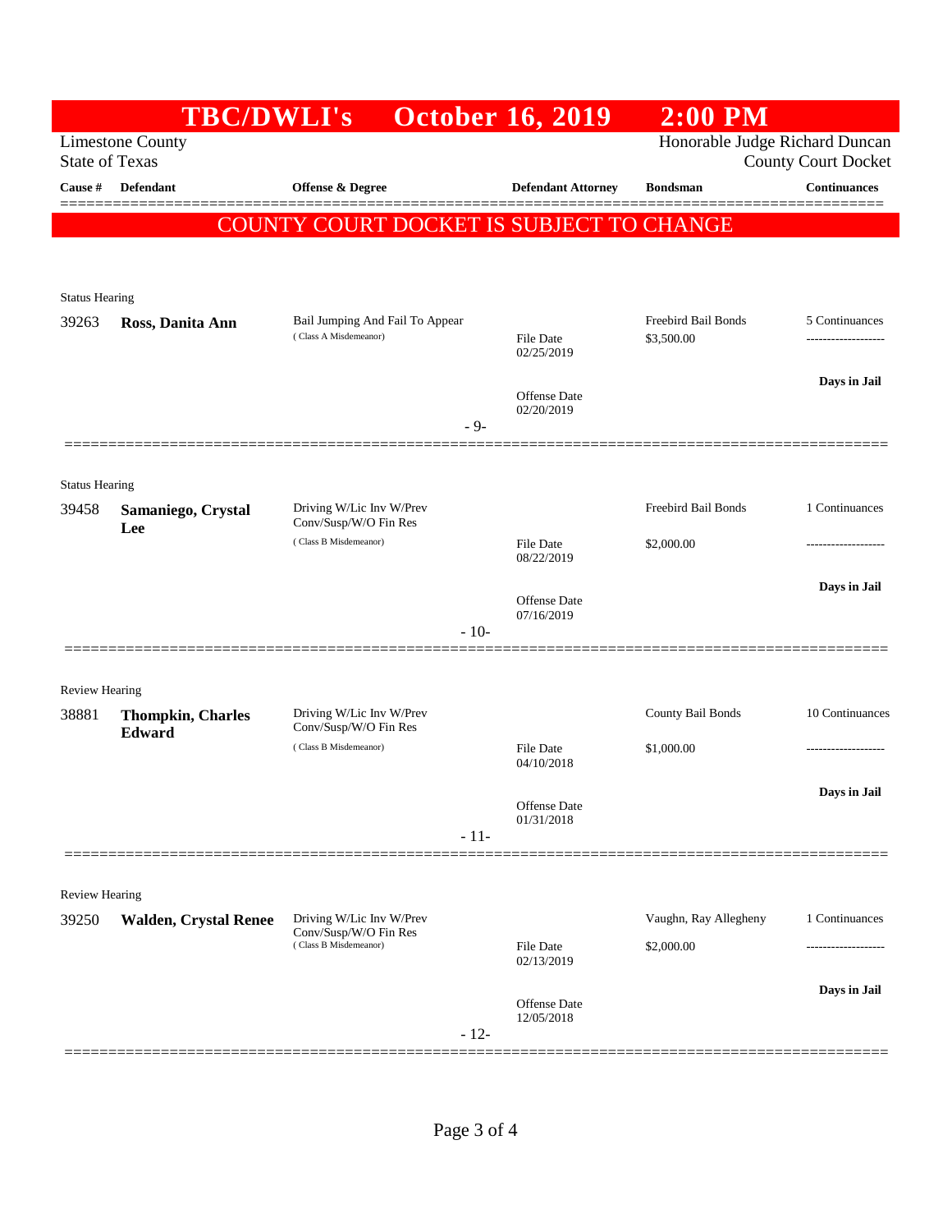# TBC/DWLI's October 16, 2019 2:00 PM

Limestone County
State of Texas

Honorable Judge Richard Duncan
County Court Docket

**COUNTY COURT DOCKET IS SUBJECT TO CHANGE**

| Cause # | Defendant | Offense & Degree | Defendant Attorney | Bondsman | Continuances |
|---|---|---|---|---|---|
| Status Hearing | | | | | |
| 39263 | **Ross, Danita Ann** | Bail Jumping And Fail To Appear (Class A Misdemeanor) | File Date 02/25/2019<br>Offense Date 02/20/2019 | Freebird Bail Bonds<br>$3,500.00 | 5 Continuances<br>-------------------<br>**Days in Jail** |
| | | | - 9- | | |
| Status Hearing | | | | | |
| 39458 | **Samaniego, Crystal Lee** | Driving W/Lic Inv W/Prev Conv/Susp/W/O Fin Res (Class B Misdemeanor) | File Date 08/22/2019<br>Offense Date 07/16/2019 | Freebird Bail Bonds<br>$2,000.00 | 1 Continuances<br>-------------------<br>**Days in Jail** |
| | | | - 10- | | |
| Review Hearing | | | | | |
| 38881 | **Thompkin, Charles Edward** | Driving W/Lic Inv W/Prev Conv/Susp/W/O Fin Res (Class B Misdemeanor) | File Date 04/10/2018<br>Offense Date 01/31/2018 | County Bail Bonds<br>$1,000.00 | 10 Continuances<br>-------------------<br>**Days in Jail** |
| | | | - 11- | | |
| Review Hearing | | | | | |
| 39250 | **Walden, Crystal Renee** | Driving W/Lic Inv W/Prev Conv/Susp/W/O Fin Res (Class B Misdemeanor) | File Date 02/13/2019<br>Offense Date 12/05/2018 | Vaughn, Ray Allegheny<br>$2,000.00 | 1 Continuances<br>-------------------<br>**Days in Jail** |
| | | | - 12- | | |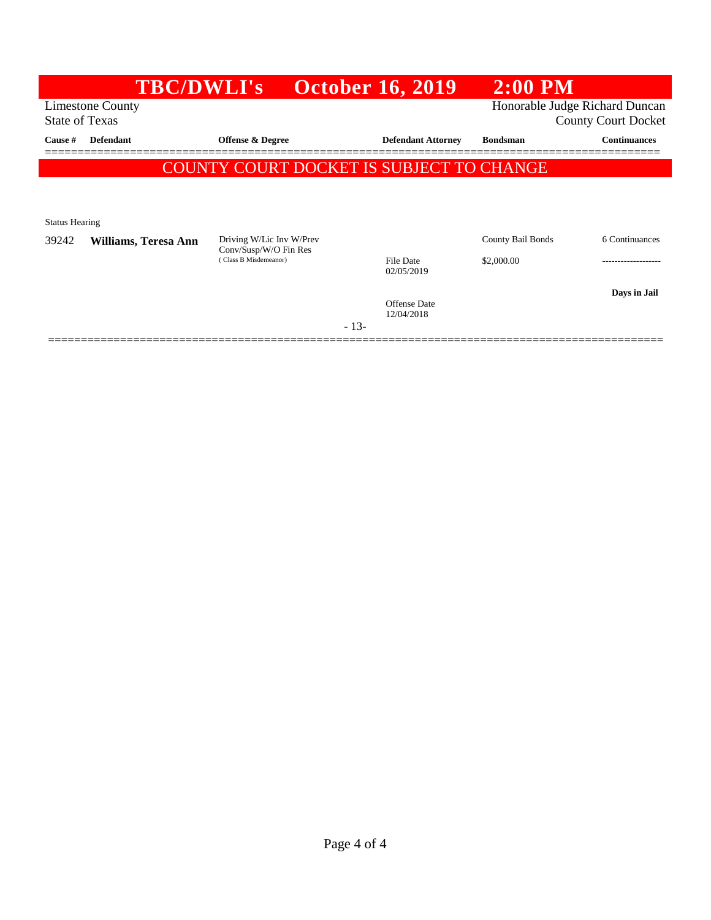# TBC/DWLI's October 16, 2019 2:00 PM

Limestone County
State of Texas

Honorable Judge Richard Duncan
County Court Docket

| Cause # | Defendant | Offense & Degree | Defendant Attorney | Bondsman | Continuances |
|---|---|---|---|---|---|

## COUNTY COURT DOCKET IS SUBJECT TO CHANGE

Status Hearing

| Cause # | Defendant | Offense & Degree | Defendant Attorney | Bondsman | Continuances |
|---|---|---|---|---|---|
| 39242 | **Williams, Teresa Ann** | Driving W/Lic Inv W/Prev Conv/Susp/W/O Fin Res ( Class B Misdemeanor) | File Date 02/05/2019 Offense Date 12/04/2018 | County Bail Bonds $2,000.00 | 6 Continuances ------------------- **Days in Jail** |

- 13-